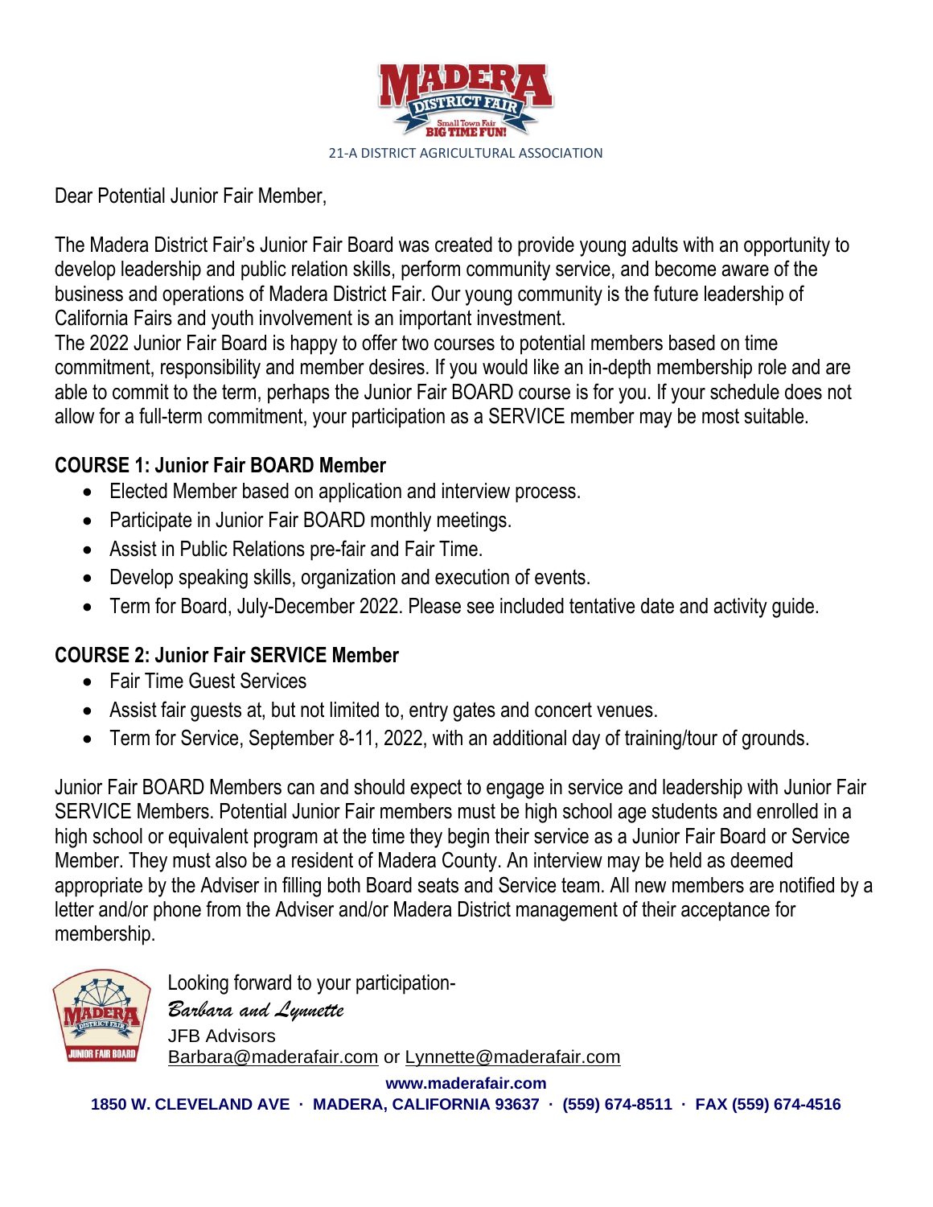21-A DISTRICT AGRICULTURAL ASSOCIATION

Dear Potential Junior Fair Member,

The Madera District Fair's Junior Fair Board was created to provide young adults with an opportunity to develop leadership and public relation skills, perform community service, and become aware of the business and operations of Madera District Fair. Our young community is the future leadership of California Fairs and youth involvement is an important investment.
The 2022 Junior Fair Board is happy to offer two courses to potential members based on time commitment, responsibility and member desires. If you would like an in-depth membership role and are able to commit to the term, perhaps the Junior Fair BOARD course is for you. If your schedule does not allow for a full-term commitment, your participation as a SERVICE member may be most suitable.

## COURSE 1: Junior Fair BOARD Member

- Elected Member based on application and interview process.
- Participate in Junior Fair BOARD monthly meetings.
- Assist in Public Relations pre-fair and Fair Time.
- Develop speaking skills, organization and execution of events.
- Term for Board, July-December 2022. Please see included tentative date and activity guide.

## COURSE 2: Junior Fair SERVICE Member

- Fair Time Guest Services
- Assist fair guests at, but not limited to, entry gates and concert venues.
- Term for Service, September 8-11, 2022, with an additional day of training/tour of grounds.

Junior Fair BOARD Members can and should expect to engage in service and leadership with Junior Fair SERVICE Members. Potential Junior Fair members must be high school age students and enrolled in a high school or equivalent program at the time they begin their service as a Junior Fair Board or Service Member. They must also be a resident of Madera County. An interview may be held as deemed appropriate by the Adviser in filling both Board seats and Service team. All new members are notified by a letter and/or phone from the Adviser and/or Madera District management of their acceptance for membership.

Looking forward to your participation-

*Barbara and Lynnette*

JFB Advisors

Barbara@maderafair.com or Lynnette@maderafair.com

**www.maderafair.com**

**1850 W. CLEVELAND AVE · MADERA, CALIFORNIA 93637 · (559) 674-8511 · FAX (559) 674-4516**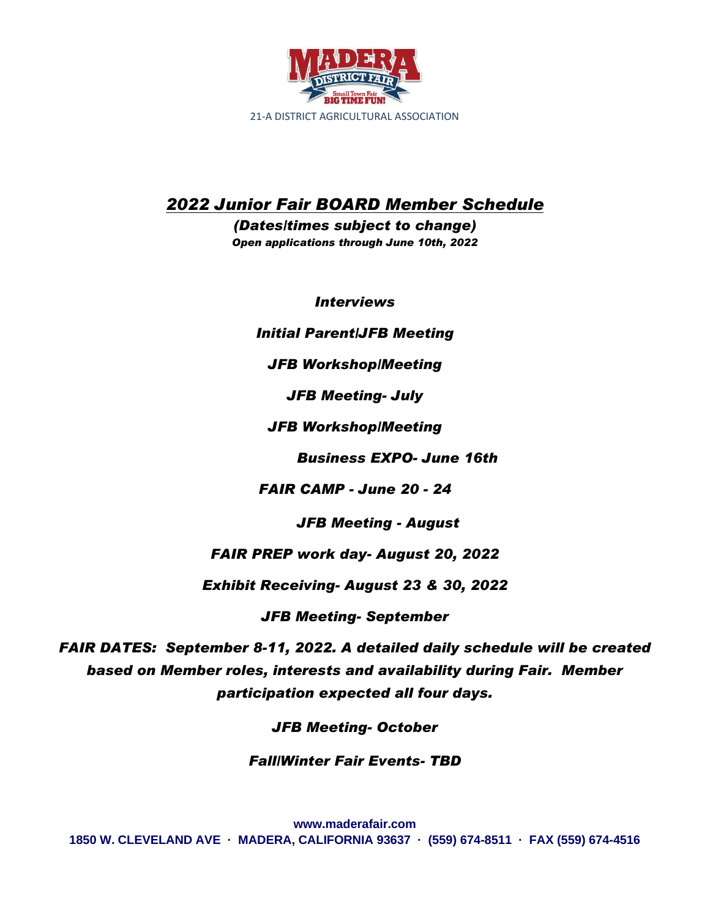MADERA DISTRICT FAIR

Small Town Fair BIG TIME FUN!

21-A DISTRICT AGRICULTURAL ASSOCIATION

# *2022 Junior Fair BOARD Member Schedule*

***(Dates/times subject to change)***

***Open applications through June 10th, 2022***

***Interviews***

***Initial Parent/JFB Meeting***

***JFB Workshop/Meeting***

***JFB Meeting- July***

***JFB Workshop/Meeting***

***Business EXPO- June 16th***

***FAIR CAMP - June 20 - 24***

***JFB Meeting - August***

***FAIR PREP work day- August 20, 2022***

***Exhibit Receiving- August 23 & 30, 2022***

***JFB Meeting- September***

***FAIR DATES: September 8-11, 2022. A detailed daily schedule will be created based on Member roles, interests and availability during Fair. Member participation expected all four days.***

***JFB Meeting- October***

***Fall/Winter Fair Events- TBD***

**www.maderafair.com**

**1850 W. CLEVELAND AVE · MADERA, CALIFORNIA 93637 · (559) 674-8511 · FAX (559) 674-4516**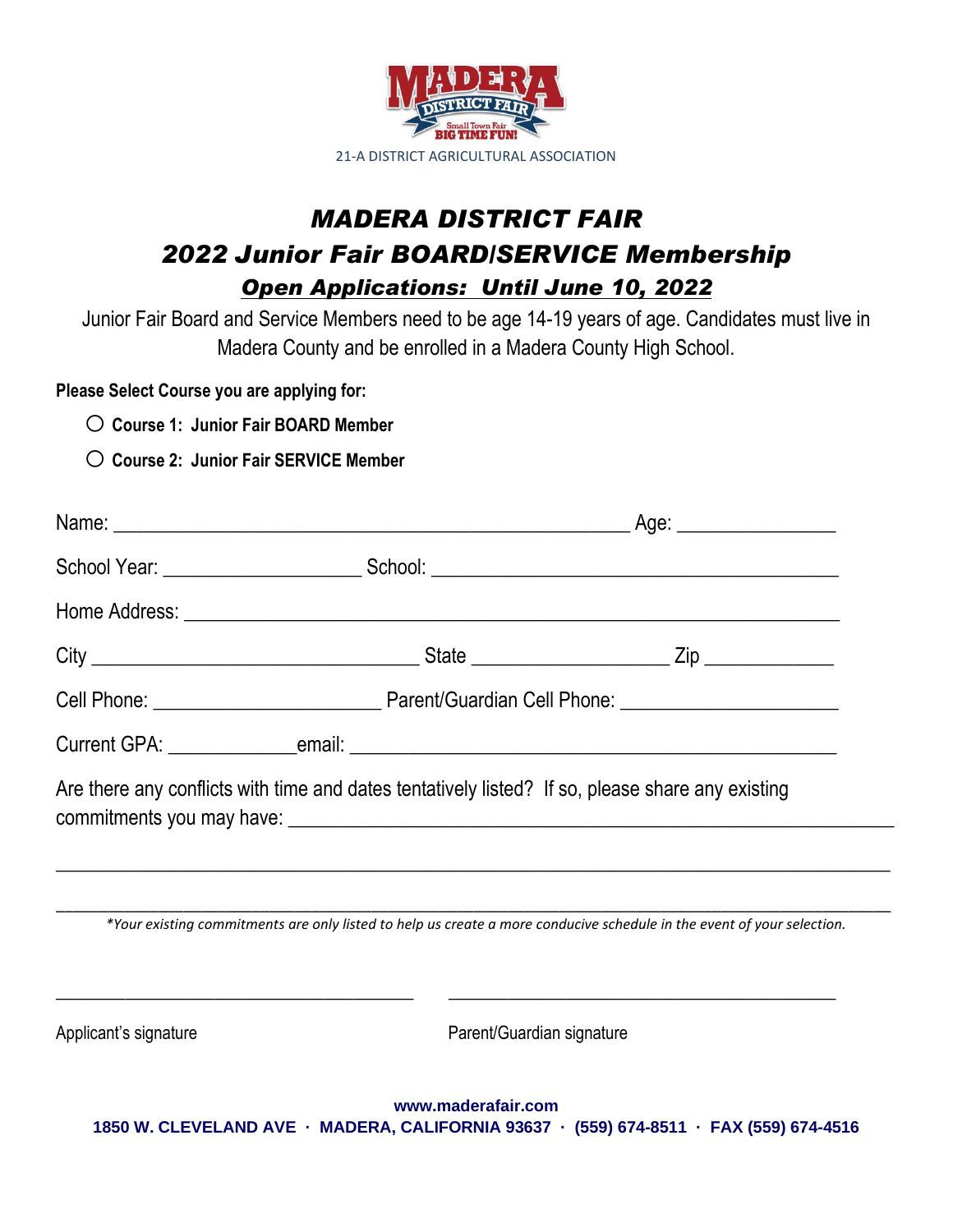MADERA DISTRICT FAIR

Small Town Fair BIG TIME FUN!

21-A DISTRICT AGRICULTURAL ASSOCIATION

# *MADERA DISTRICT FAIR*

## *2022 Junior Fair BOARD/SERVICE Membership*

### ***Open Applications: Until June 10, 2022***

Junior Fair Board and Service Members need to be age 14-19 years of age. Candidates must live in Madera County and be enrolled in a Madera County High School.

**Please Select Course you are applying for:**

- ○ **Course 1: Junior Fair BOARD Member**
- ○ **Course 2: Junior Fair SERVICE Member**

Name: ______________________________________________ Age: _______________

School Year: __________________ School: ____________________________________

Home Address: ____________________________________________________________

City ______________________________ State __________________ Zip ____________

Cell Phone: _____________________ Parent/Guardian Cell Phone: ____________________

Current GPA: ____________email: __________________________________________

Are there any conflicts with time and dates tentatively listed? If so, please share any existing commitments you may have: ______________________________________________

___________________________________________________________________________

___________________________________________________________________________

*\*Your existing commitments are only listed to help us create a more conducive schedule in the event of your selection.*

________________________________ ________________________________

Applicant's signature Parent/Guardian signature

**www.maderafair.com**

**1850 W. CLEVELAND AVE · MADERA, CALIFORNIA 93637 · (559) 674-8511 · FAX (559) 674-4516**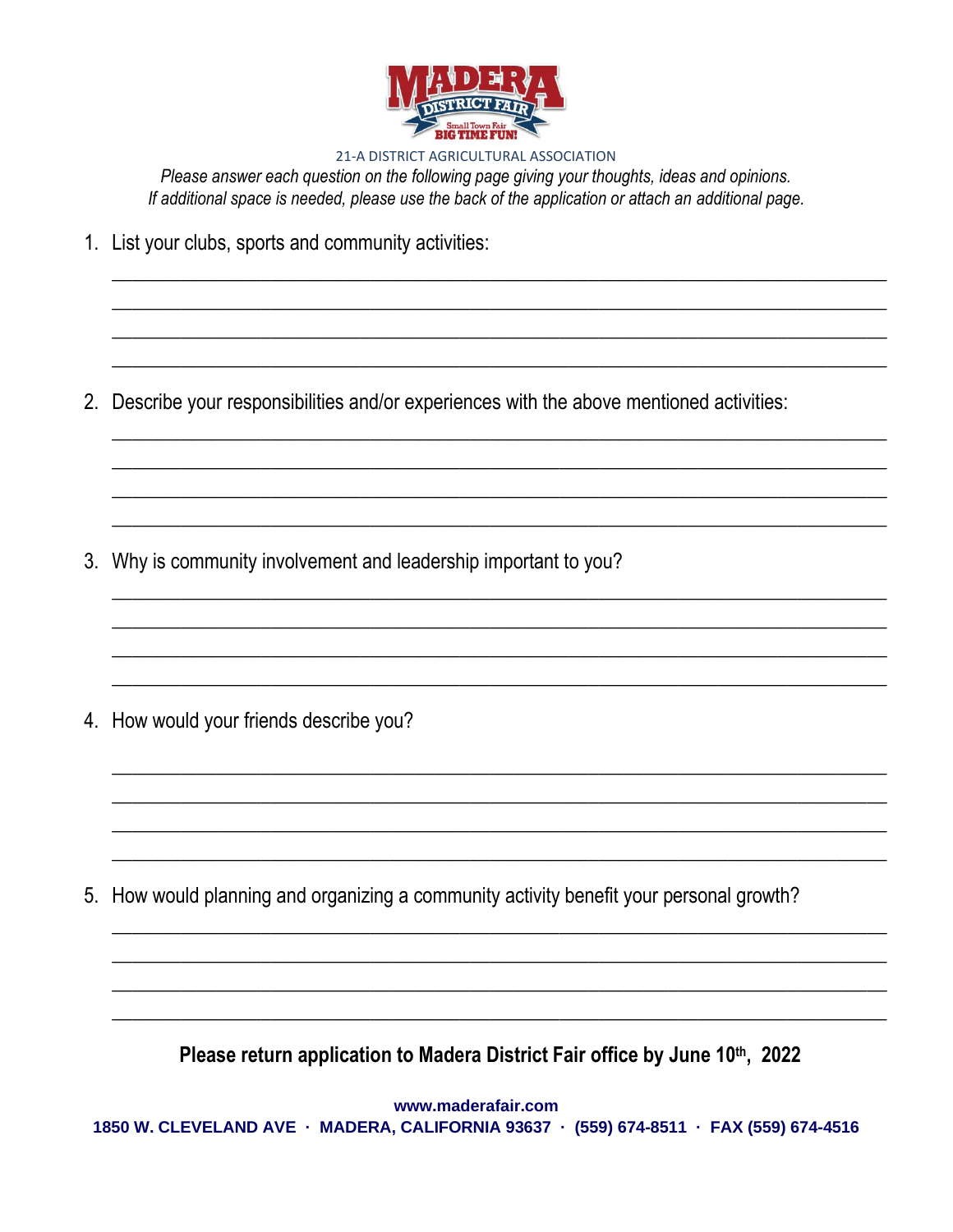MADERA DISTRICT FAIR

Small Town Fair BIG TIME FUN!

21-A DISTRICT AGRICULTURAL ASSOCIATION

*Please answer each question on the following page giving your thoughts, ideas and opinions.*
*If additional space is needed, please use the back of the application or attach an additional page.*

1. List your clubs, sports and community activities:

_______________________________________________________________________________
_______________________________________________________________________________
_______________________________________________________________________________
_______________________________________________________________________________

2. Describe your responsibilities and/or experiences with the above mentioned activities:

_______________________________________________________________________________
_______________________________________________________________________________
_______________________________________________________________________________
_______________________________________________________________________________

3. Why is community involvement and leadership important to you?

_______________________________________________________________________________
_______________________________________________________________________________
_______________________________________________________________________________
_______________________________________________________________________________

4. How would your friends describe you?

_______________________________________________________________________________
_______________________________________________________________________________
_______________________________________________________________________________
_______________________________________________________________________________

5. How would planning and organizing a community activity benefit your personal growth?

_______________________________________________________________________________
_______________________________________________________________________________
_______________________________________________________________________________
_______________________________________________________________________________

**Please return application to Madera District Fair office by June 10th, 2022**

**www.maderafair.com**

**1850 W. CLEVELAND AVE · MADERA, CALIFORNIA 93637 · (559) 674-8511 · FAX (559) 674-4516**